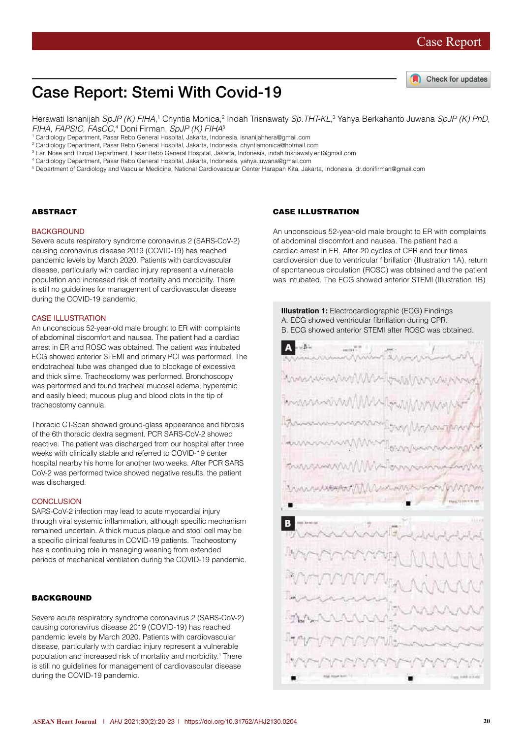Case Report

# Case Report: Stemi With Covid-19

Herawati Isnanijah *SpJP (K) FIHA*,[1] Chyntia Monica,[2] Indah Trisnawaty *Sp.THT-KL*,[3] Yahya Berkahanto Juwana *SpJP (K) PhD, FIHA, FAPSIC, FAsCC*,[4] Doni Firman, *SpJP (K) FIHA*[5]

[1] Cardiology Department, Pasar Rebo General Hospital, Jakarta, Indonesia, isnanijahhera@gmail.com
[2] Cardiology Department, Pasar Rebo General Hospital, Jakarta, Indonesia, chyntiamonica@hotmail.com
[3] Ear, Nose and Throat Department, Pasar Rebo General Hospital, Jakarta, Indonesia, indah.trisnawaty.ent@gmail.com
[4] Cardiology Department, Pasar Rebo General Hospital, Jakarta, Indonesia, yahya.juwana@gmail.com
[5] Department of Cardiology and Vascular Medicine, National Cardiovascular Center Harapan Kita, Jakarta, Indonesia, dr.donifirman@gmail.com

## ABSTRACT

### BACKGROUND

Severe acute respiratory syndrome coronavirus 2 (SARS-CoV-2) causing coronavirus disease 2019 (COVID-19) has reached pandemic levels by March 2020. Patients with cardiovascular disease, particularly with cardiac injury represent a vulnerable population and increased risk of mortality and morbidity. There is still no guidelines for management of cardiovascular disease during the COVID-19 pandemic.

### CASE ILLUSTRATION

An unconscious 52-year-old male brought to ER with complaints of abdominal discomfort and nausea. The patient had a cardiac arrest in ER and ROSC was obtained. The patient was intubated ECG showed anterior STEMI and primary PCI was performed. The endotracheal tube was changed due to blockage of excessive and thick slime. Tracheostomy was performed. Bronchoscopy was performed and found tracheal mucosal edema, hyperemic and easily bleed; mucous plug and blood clots in the tip of tracheostomy cannula.

Thoracic CT-Scan showed ground-glass appearance and fibrosis of the 6th thoracic dextra segment. PCR SARS-CoV-2 showed reactive. The patient was discharged from our hospital after three weeks with clinically stable and referred to COVID-19 center hospital nearby his home for another two weeks. After PCR SARS CoV-2 was performed twice showed negative results, the patient was discharged.

### CONCLUSION

SARS-CoV-2 infection may lead to acute myocardial injury through viral systemic inflammation, although specific mechanism remained uncertain. A thick mucus plaque and stool cell may be a specific clinical features in COVID-19 patients. Tracheostomy has a continuing role in managing weaning from extended periods of mechanical ventilation during the COVID-19 pandemic.

## BACKGROUND

Severe acute respiratory syndrome coronavirus 2 (SARS-CoV-2) causing coronavirus disease 2019 (COVID-19) has reached pandemic levels by March 2020. Patients with cardiovascular disease, particularly with cardiac injury represent a vulnerable population and increased risk of mortality and morbidity.[1] There is still no guidelines for management of cardiovascular disease during the COVID-19 pandemic.

## CASE ILLUSTRATION

An unconscious 52-year-old male brought to ER with complaints of abdominal discomfort and nausea. The patient had a cardiac arrest in ER. After 20 cycles of CPR and four times cardioversion due to ventricular fibrillation (Illustration 1A), return of spontaneous circulation (ROSC) was obtained and the patient was intubated. The ECG showed anterior STEMI (Illustration 1B)

**Illustration 1:** Electrocardiographic (ECG) Findings
A. ECG showed ventricular fibrillation during CPR.
B. ECG showed anterior STEMI after ROSC was obtained.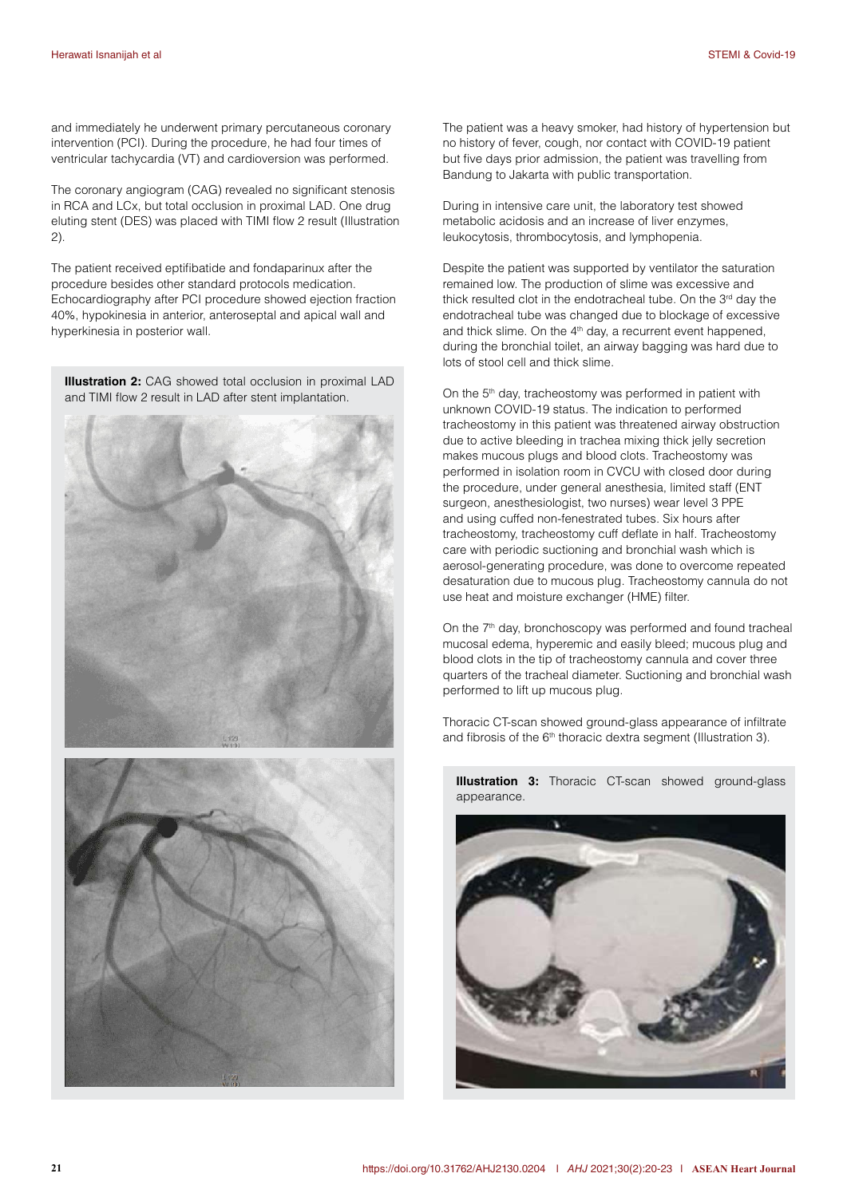and immediately he underwent primary percutaneous coronary intervention (PCI). During the procedure, he had four times of ventricular tachycardia (VT) and cardioversion was performed.

The coronary angiogram (CAG) revealed no significant stenosis in RCA and LCx, but total occlusion in proximal LAD. One drug eluting stent (DES) was placed with TIMI flow 2 result (Illustration 2).

The patient received eptifibatide and fondaparinux after the procedure besides other standard protocols medication. Echocardiography after PCI procedure showed ejection fraction 40%, hypokinesia in anterior, anteroseptal and apical wall and hyperkinesia in posterior wall.

**Illustration 2:** CAG showed total occlusion in proximal LAD and TIMI flow 2 result in LAD after stent implantation.

The patient was a heavy smoker, had history of hypertension but no history of fever, cough, nor contact with COVID-19 patient but five days prior admission, the patient was travelling from Bandung to Jakarta with public transportation.

During in intensive care unit, the laboratory test showed metabolic acidosis and an increase of liver enzymes, leukocytosis, thrombocytosis, and lymphopenia.

Despite the patient was supported by ventilator the saturation remained low. The production of slime was excessive and thick resulted clot in the endotracheal tube. On the 3rd day the endotracheal tube was changed due to blockage of excessive and thick slime. On the 4th day, a recurrent event happened, during the bronchial toilet, an airway bagging was hard due to lots of stool cell and thick slime.

On the 5th day, tracheostomy was performed in patient with unknown COVID-19 status. The indication to performed tracheostomy in this patient was threatened airway obstruction due to active bleeding in trachea mixing thick jelly secretion makes mucous plugs and blood clots. Tracheostomy was performed in isolation room in CVCU with closed door during the procedure, under general anesthesia, limited staff (ENT surgeon, anesthesiologist, two nurses) wear level 3 PPE and using cuffed non-fenestrated tubes. Six hours after tracheostomy, tracheostomy cuff deflate in half. Tracheostomy care with periodic suctioning and bronchial wash which is aerosol-generating procedure, was done to overcome repeated desaturation due to mucous plug. Tracheostomy cannula do not use heat and moisture exchanger (HME) filter.

On the 7th day, bronchoscopy was performed and found tracheal mucosal edema, hyperemic and easily bleed; mucous plug and blood clots in the tip of tracheostomy cannula and cover three quarters of the tracheal diameter. Suctioning and bronchial wash performed to lift up mucous plug.

Thoracic CT-scan showed ground-glass appearance of infiltrate and fibrosis of the 6th thoracic dextra segment (Illustration 3).

**Illustration 3:** Thoracic CT-scan showed ground-glass appearance.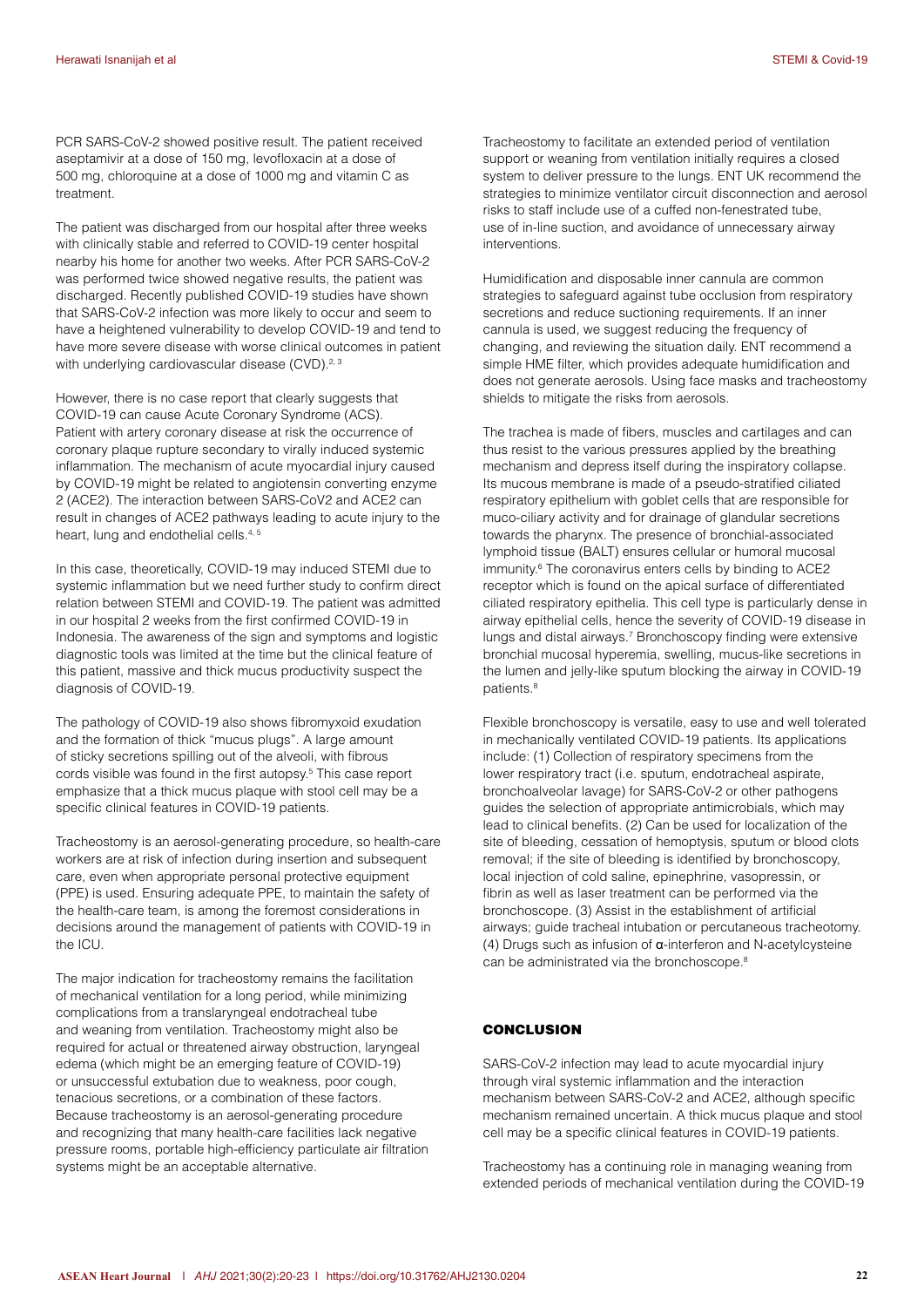PCR SARS-CoV-2 showed positive result. The patient received aseptamivir at a dose of 150 mg, levofloxacin at a dose of 500 mg, chloroquine at a dose of 1000 mg and vitamin C as treatment.

The patient was discharged from our hospital after three weeks with clinically stable and referred to COVID-19 center hospital nearby his home for another two weeks. After PCR SARS-CoV-2 was performed twice showed negative results, the patient was discharged. Recently published COVID-19 studies have shown that SARS-CoV-2 infection was more likely to occur and seem to have a heightened vulnerability to develop COVID-19 and tend to have more severe disease with worse clinical outcomes in patient with underlying cardiovascular disease (CVD).[2, 3]

However, there is no case report that clearly suggests that COVID-19 can cause Acute Coronary Syndrome (ACS). Patient with artery coronary disease at risk the occurrence of coronary plaque rupture secondary to virally induced systemic inflammation. The mechanism of acute myocardial injury caused by COVID-19 might be related to angiotensin converting enzyme 2 (ACE2). The interaction between SARS-CoV2 and ACE2 can result in changes of ACE2 pathways leading to acute injury to the heart, lung and endothelial cells.[4, 5]

In this case, theoretically, COVID-19 may induced STEMI due to systemic inflammation but we need further study to confirm direct relation between STEMI and COVID-19. The patient was admitted in our hospital 2 weeks from the first confirmed COVID-19 in Indonesia. The awareness of the sign and symptoms and logistic diagnostic tools was limited at the time but the clinical feature of this patient, massive and thick mucus productivity suspect the diagnosis of COVID-19.

The pathology of COVID-19 also shows fibromyxoid exudation and the formation of thick "mucus plugs". A large amount of sticky secretions spilling out of the alveoli, with fibrous cords visible was found in the first autopsy.[5] This case report emphasize that a thick mucus plaque with stool cell may be a specific clinical features in COVID-19 patients.

Tracheostomy is an aerosol-generating procedure, so health-care workers are at risk of infection during insertion and subsequent care, even when appropriate personal protective equipment (PPE) is used. Ensuring adequate PPE, to maintain the safety of the health-care team, is among the foremost considerations in decisions around the management of patients with COVID-19 in the ICU.

The major indication for tracheostomy remains the facilitation of mechanical ventilation for a long period, while minimizing complications from a translaryngeal endotracheal tube and weaning from ventilation. Tracheostomy might also be required for actual or threatened airway obstruction, laryngeal edema (which might be an emerging feature of COVID-19) or unsuccessful extubation due to weakness, poor cough, tenacious secretions, or a combination of these factors. Because tracheostomy is an aerosol-generating procedure and recognizing that many health-care facilities lack negative pressure rooms, portable high-efficiency particulate air filtration systems might be an acceptable alternative.

Tracheostomy to facilitate an extended period of ventilation support or weaning from ventilation initially requires a closed system to deliver pressure to the lungs. ENT UK recommend the strategies to minimize ventilator circuit disconnection and aerosol risks to staff include use of a cuffed non-fenestrated tube, use of in-line suction, and avoidance of unnecessary airway interventions.

Humidification and disposable inner cannula are common strategies to safeguard against tube occlusion from respiratory secretions and reduce suctioning requirements. If an inner cannula is used, we suggest reducing the frequency of changing, and reviewing the situation daily. ENT recommend a simple HME filter, which provides adequate humidification and does not generate aerosols. Using face masks and tracheostomy shields to mitigate the risks from aerosols.

The trachea is made of fibers, muscles and cartilages and can thus resist to the various pressures applied by the breathing mechanism and depress itself during the inspiratory collapse. Its mucous membrane is made of a pseudo-stratified ciliated respiratory epithelium with goblet cells that are responsible for muco-ciliary activity and for drainage of glandular secretions towards the pharynx. The presence of bronchial-associated lymphoid tissue (BALT) ensures cellular or humoral mucosal immunity.[6] The coronavirus enters cells by binding to ACE2 receptor which is found on the apical surface of differentiated ciliated respiratory epithelia. This cell type is particularly dense in airway epithelial cells, hence the severity of COVID-19 disease in lungs and distal airways.[7] Bronchoscopy finding were extensive bronchial mucosal hyperemia, swelling, mucus-like secretions in the lumen and jelly-like sputum blocking the airway in COVID-19 patients.[8]

Flexible bronchoscopy is versatile, easy to use and well tolerated in mechanically ventilated COVID-19 patients. Its applications include: (1) Collection of respiratory specimens from the lower respiratory tract (i.e. sputum, endotracheal aspirate, bronchoalveolar lavage) for SARS-CoV-2 or other pathogens guides the selection of appropriate antimicrobials, which may lead to clinical benefits. (2) Can be used for localization of the site of bleeding, cessation of hemoptysis, sputum or blood clots removal; if the site of bleeding is identified by bronchoscopy, local injection of cold saline, epinephrine, vasopressin, or fibrin as well as laser treatment can be performed via the bronchoscope. (3) Assist in the establishment of artificial airways; guide tracheal intubation or percutaneous tracheotomy. (4) Drugs such as infusion of α-interferon and N-acetylcysteine can be administrated via the bronchoscope.[8]

## CONCLUSION

SARS-CoV-2 infection may lead to acute myocardial injury through viral systemic inflammation and the interaction mechanism between SARS-CoV-2 and ACE2, although specific mechanism remained uncertain. A thick mucus plaque and stool cell may be a specific clinical features in COVID-19 patients.

Tracheostomy has a continuing role in managing weaning from extended periods of mechanical ventilation during the COVID-19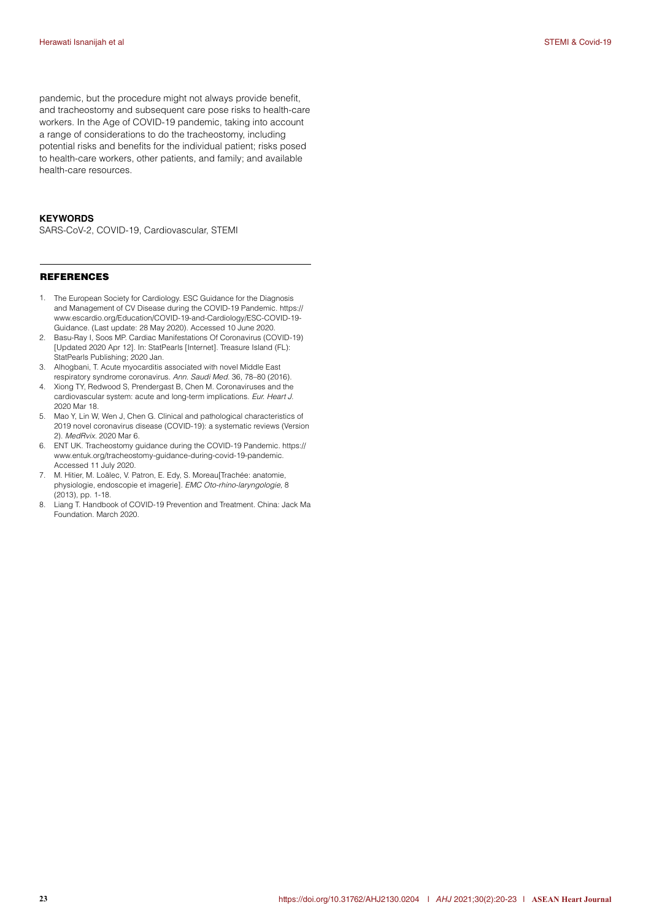pandemic, but the procedure might not always provide benefit, and tracheostomy and subsequent care pose risks to health-care workers. In the Age of COVID-19 pandemic, taking into account a range of considerations to do the tracheostomy, including potential risks and benefits for the individual patient; risks posed to health-care workers, other patients, and family; and available health-care resources.

**KEYWORDS**

SARS-CoV-2, COVID-19, Cardiovascular, STEMI

## REFERENCES

1. The European Society for Cardiology. ESC Guidance for the Diagnosis and Management of CV Disease during the COVID-19 Pandemic. https://www.escardio.org/Education/COVID-19-and-Cardiology/ESC-COVID-19-Guidance. (Last update: 28 May 2020). Accessed 10 June 2020.
2. Basu-Ray I, Soos MP. Cardiac Manifestations Of Coronavirus (COVID-19) [Updated 2020 Apr 12]. In: StatPearls [Internet]. Treasure Island (FL): StatPearls Publishing; 2020 Jan.
3. Alhogbani, T. Acute myocarditis associated with novel Middle East respiratory syndrome coronavirus. *Ann. Saudi Med.* 36, 78–80 (2016).
4. Xiong TY, Redwood S, Prendergast B, Chen M. Coronaviruses and the cardiovascular system: acute and long-term implications. *Eur. Heart J.* 2020 Mar 18.
5. Mao Y, Lin W, Wen J, Chen G. Clinical and pathological characteristics of 2019 novel coronavirus disease (COVID-19): a systematic reviews (Version 2). *MedRvix.* 2020 Mar 6.
6. ENT UK. Tracheostomy guidance during the COVID-19 Pandemic. https://www.entuk.org/tracheostomy-guidance-during-covid-19-pandemic. Accessed 11 July 2020.
7. M. Hitier, M. Loäec, V. Patron, E. Edy, S. Moreau[Trachée: anatomie, physiologie, endoscopie et imagerie]. *EMC Oto-rhino-laryngologie*, 8 (2013), pp. 1-18.
8. Liang T. Handbook of COVID-19 Prevention and Treatment. China: Jack Ma Foundation. March 2020.